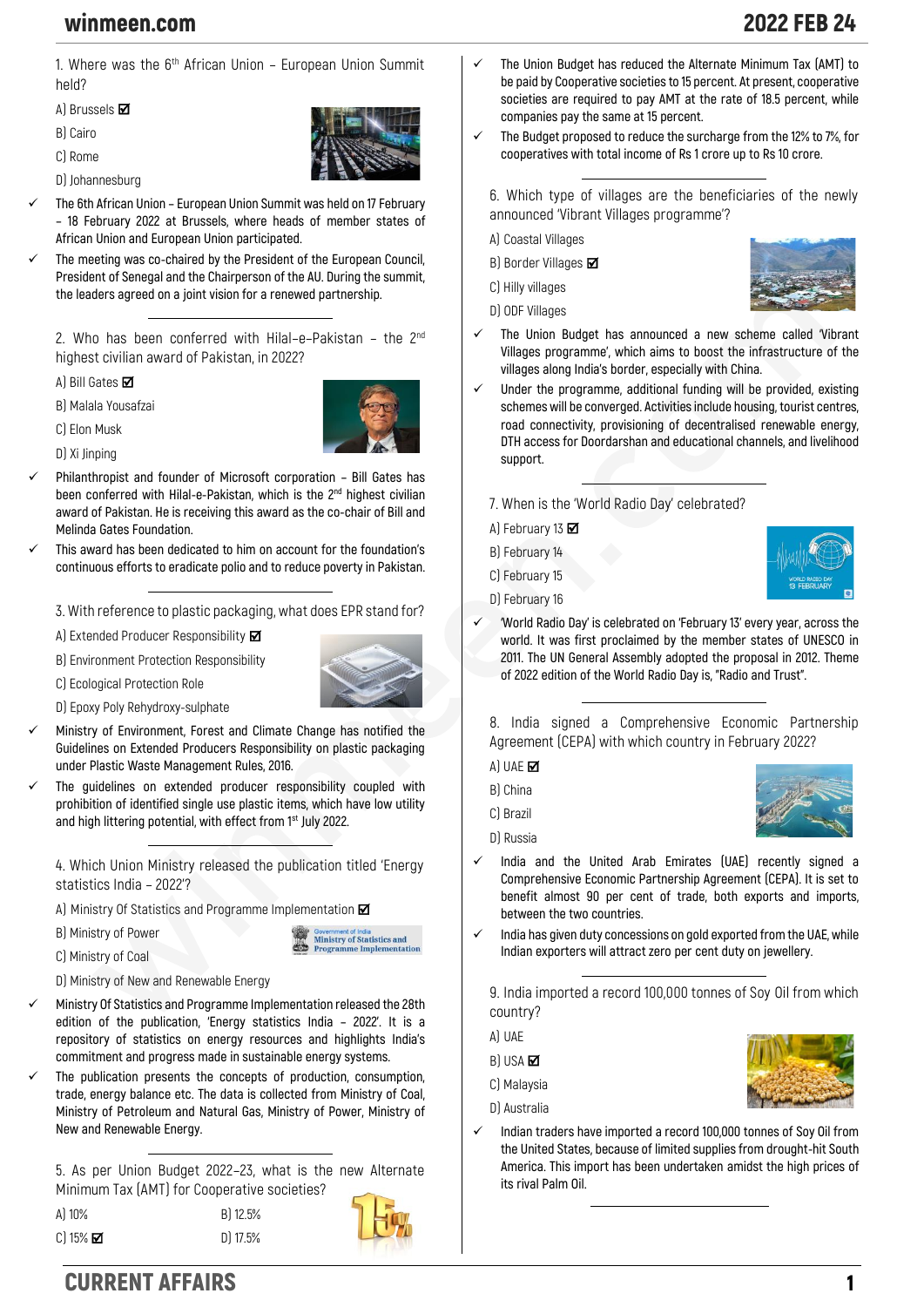1. Where was the 6th African Union – European Union Summit held?

A) Brussels ☑

B) Cairo

C) Rome

D) Johannesburg

- ✓ The 6th African Union – European Union Summit was held on 17 February – 18 February 2022 at Brussels, where heads of member states of African Union and European Union participated.
- ✓ The meeting was co-chaired by the President of the European Council, President of Senegal and the Chairperson of the AU. During the summit, the leaders agreed on a joint vision for a renewed partnership.

2. Who has been conferred with Hilal–e–Pakistan – the 2nd highest civilian award of Pakistan, in 2022?

A) Bill Gates ☑

B) Malala Yousafzai

C) Elon Musk

D) Xi Jinping

- ✓ Philanthropist and founder of Microsoft corporation – Bill Gates has been conferred with Hilal-e-Pakistan, which is the 2nd highest civilian award of Pakistan. He is receiving this award as the co-chair of Bill and Melinda Gates Foundation.
- ✓ This award has been dedicated to him on account for the foundation's continuous efforts to eradicate polio and to reduce poverty in Pakistan.

3. With reference to plastic packaging, what does EPR stand for?

A) Extended Producer Responsibility ☑

B) Environment Protection Responsibility

C) Ecological Protection Role

D) Epoxy Poly Rehydroxy-sulphate

- ✓ Ministry of Environment, Forest and Climate Change has notified the Guidelines on Extended Producers Responsibility on plastic packaging under Plastic Waste Management Rules, 2016.
- ✓ The guidelines on extended producer responsibility coupled with prohibition of identified single use plastic items, which have low utility and high littering potential, with effect from 1st July 2022.

4. Which Union Ministry released the publication titled 'Energy statistics India – 2022'?

A) Ministry Of Statistics and Programme Implementation ☑

B) Ministry of Power

C) Ministry of Coal

D) Ministry of New and Renewable Energy

- ✓ Ministry Of Statistics and Programme Implementation released the 28th edition of the publication, 'Energy statistics India – 2022'. It is a repository of statistics on energy resources and highlights India's commitment and progress made in sustainable energy systems.
- ✓ The publication presents the concepts of production, consumption, trade, energy balance etc. The data is collected from Ministry of Coal, Ministry of Petroleum and Natural Gas, Ministry of Power, Ministry of New and Renewable Energy.

5. As per Union Budget 2022–23, what is the new Alternate Minimum Tax (AMT) for Cooperative societies?

A) 10%

B) 12.5%

C) 15% ☑

D) 17.5%

- ✓ The Union Budget has reduced the Alternate Minimum Tax (AMT) to be paid by Cooperative societies to 15 percent. At present, cooperative societies are required to pay AMT at the rate of 18.5 percent, while companies pay the same at 15 percent.
- ✓ The Budget proposed to reduce the surcharge from the 12% to 7%, for cooperatives with total income of Rs 1 crore up to Rs 10 crore.

6. Which type of villages are the beneficiaries of the newly announced 'Vibrant Villages programme'?

A) Coastal Villages

B) Border Villages ☑

C) Hilly villages

D) ODF Villages

- ✓ The Union Budget has announced a new scheme called 'Vibrant Villages programme', which aims to boost the infrastructure of the villages along India's border, especially with China.
- ✓ Under the programme, additional funding will be provided, existing schemes will be converged. Activities include housing, tourist centres, road connectivity, provisioning of decentralised renewable energy, DTH access for Doordarshan and educational channels, and livelihood support.

7. When is the 'World Radio Day' celebrated?

A) February 13 ☑

B) February 14

C) February 15

D) February 16

- ✓ 'World Radio Day' is celebrated on 'February 13' every year, across the world. It was first proclaimed by the member states of UNESCO in 2011. The UN General Assembly adopted the proposal in 2012. Theme of 2022 edition of the World Radio Day is, "Radio and Trust".

8. India signed a Comprehensive Economic Partnership Agreement (CEPA) with which country in February 2022?

A) UAE ☑

B) China

C) Brazil

D) Russia

- ✓ India and the United Arab Emirates (UAE) recently signed a Comprehensive Economic Partnership Agreement (CEPA). It is set to benefit almost 90 per cent of trade, both exports and imports, between the two countries.
- ✓ India has given duty concessions on gold exported from the UAE, while Indian exporters will attract zero per cent duty on jewellery.

9. India imported a record 100,000 tonnes of Soy Oil from which country?

A) UAE

B) USA ☑

C) Malaysia

D) Australia

- ✓ Indian traders have imported a record 100,000 tonnes of Soy Oil from the United States, because of limited supplies from drought-hit South America. This import has been undertaken amidst the high prices of its rival Palm Oil.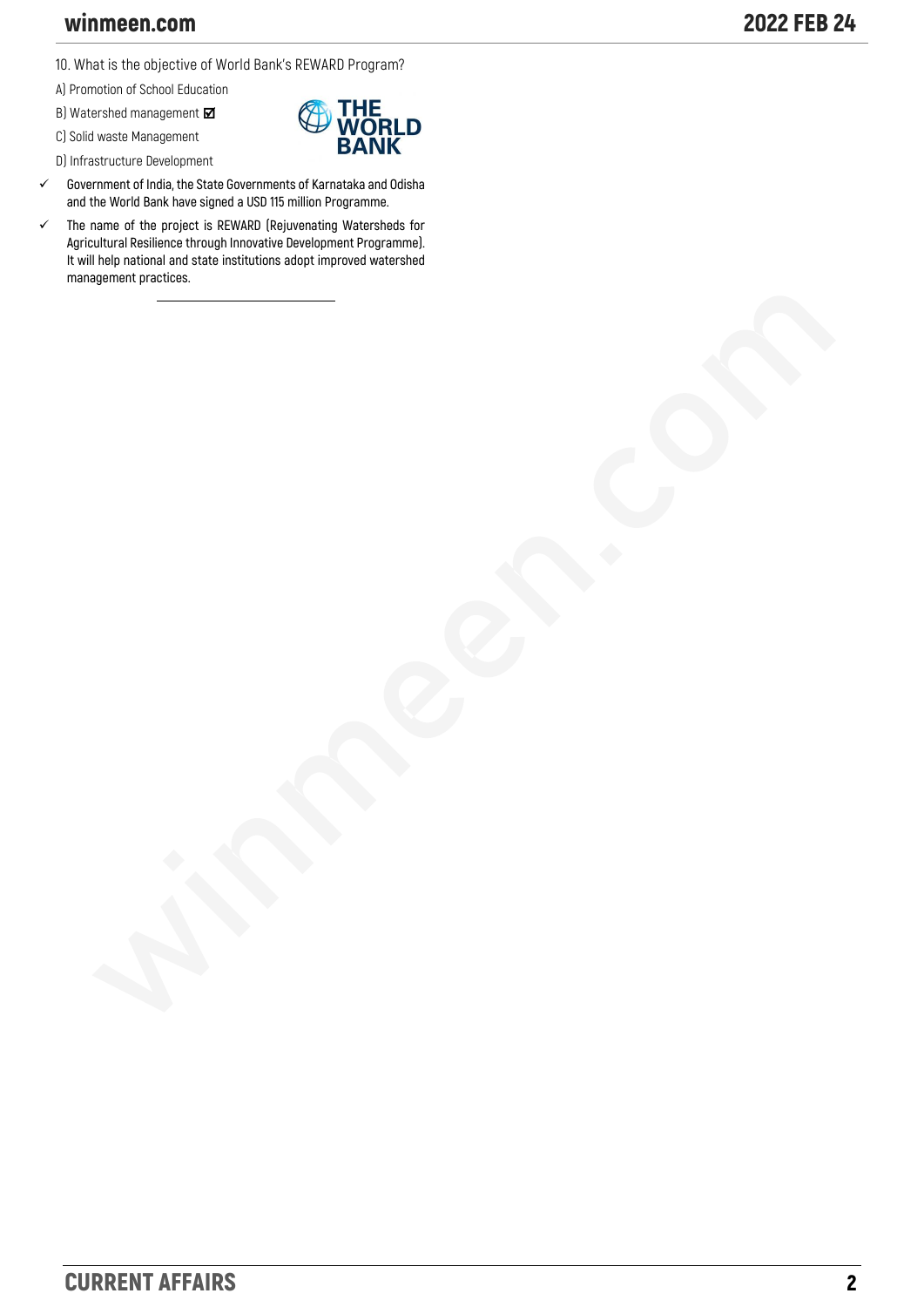10. What is the objective of World Bank's REWARD Program?

A) Promotion of School Education

B) Watershed management ☑

C) Solid waste Management

D) Infrastructure Development

- ✓ Government of India, the State Governments of Karnataka and Odisha and the World Bank have signed a USD 115 million Programme.
- ✓ The name of the project is REWARD (Rejuvenating Watersheds for Agricultural Resilience through Innovative Development Programme). It will help national and state institutions adopt improved watershed management practices.